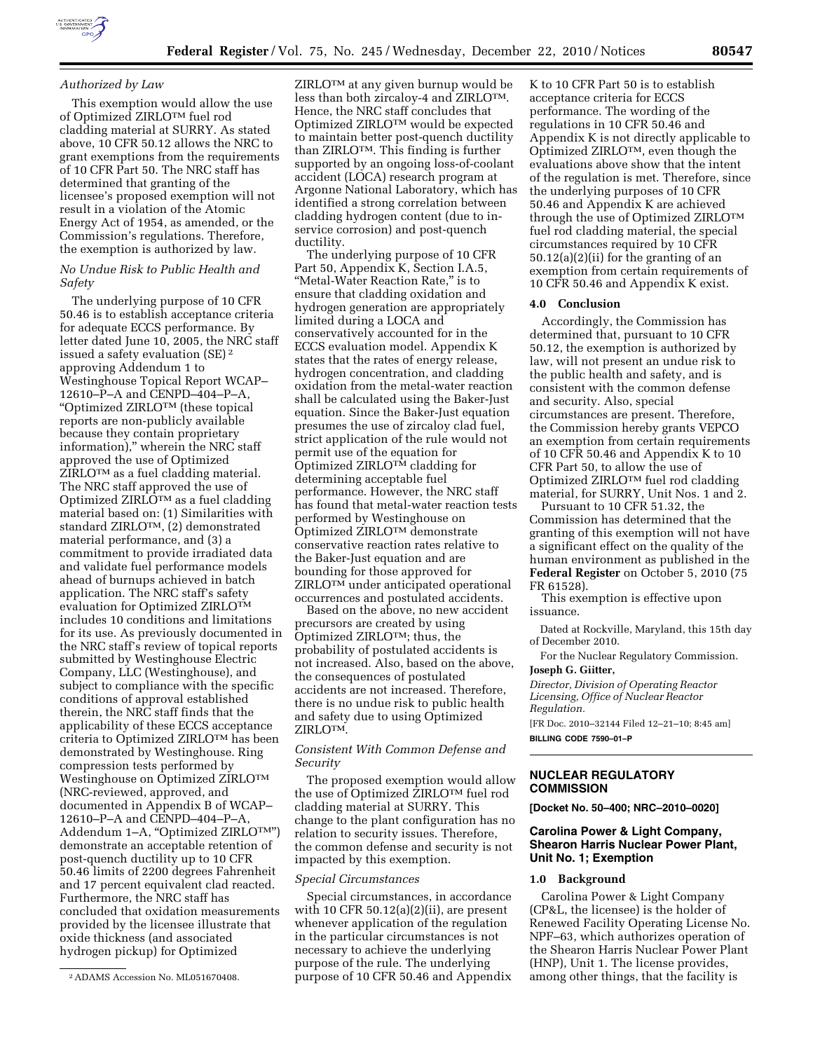*Authorized by Law*

This exemption would allow the use of Optimized ZIRLO™ fuel rod cladding material at SURRY. As stated above, 10 CFR 50.12 allows the NRC to grant exemptions from the requirements of 10 CFR Part 50. The NRC staff has determined that granting of the licensee's proposed exemption will not result in a violation of the Atomic Energy Act of 1954, as amended, or the Commission's regulations. Therefore, the exemption is authorized by law.

*No Undue Risk to Public Health and Safety*

The underlying purpose of 10 CFR 50.46 is to establish acceptance criteria for adequate ECCS performance. By letter dated June 10, 2005, the NRC staff issued a safety evaluation (SE)[2] approving Addendum 1 to Westinghouse Topical Report WCAP–12610–P–A and CENPD–404–P–A, "Optimized ZIRLO™ (these topical reports are non-publicly available because they contain proprietary information)," wherein the NRC staff approved the use of Optimized ZIRLO™ as a fuel cladding material. The NRC staff approved the use of Optimized ZIRLO™ as a fuel cladding material based on: (1) Similarities with standard ZIRLO™, (2) demonstrated material performance, and (3) a commitment to provide irradiated data and validate fuel performance models ahead of burnups achieved in batch application. The NRC staff's safety evaluation for Optimized ZIRLO™ includes 10 conditions and limitations for its use. As previously documented in the NRC staff's review of topical reports submitted by Westinghouse Electric Company, LLC (Westinghouse), and subject to compliance with the specific conditions of approval established therein, the NRC staff finds that the applicability of these ECCS acceptance criteria to Optimized ZIRLO™ has been demonstrated by Westinghouse. Ring compression tests performed by Westinghouse on Optimized ZIRLO™ (NRC-reviewed, approved, and documented in Appendix B of WCAP–12610–P–A and CENPD–404–P–A, Addendum 1–A, "Optimized ZIRLO™") demonstrate an acceptable retention of post-quench ductility up to 10 CFR 50.46 limits of 2200 degrees Fahrenheit and 17 percent equivalent clad reacted. Furthermore, the NRC staff has concluded that oxidation measurements provided by the licensee illustrate that oxide thickness (and associated hydrogen pickup) for Optimized ZIRLO™ at any given burnup would be less than both zircaloy-4 and ZIRLO™. Hence, the NRC staff concludes that Optimized ZIRLO™ would be expected to maintain better post-quench ductility than ZIRLO™. This finding is further supported by an ongoing loss-of-coolant accident (LOCA) research program at Argonne National Laboratory, which has identified a strong correlation between cladding hydrogen content (due to in-service corrosion) and post-quench ductility.

The underlying purpose of 10 CFR Part 50, Appendix K, Section I.A.5, "Metal-Water Reaction Rate," is to ensure that cladding oxidation and hydrogen generation are appropriately limited during a LOCA and conservatively accounted for in the ECCS evaluation model. Appendix K states that the rates of energy release, hydrogen concentration, and cladding oxidation from the metal-water reaction shall be calculated using the Baker-Just equation. Since the Baker-Just equation presumes the use of zircaloy clad fuel, strict application of the rule would not permit use of the equation for Optimized ZIRLO™ cladding for determining acceptable fuel performance. However, the NRC staff has found that metal-water reaction tests performed by Westinghouse on Optimized ZIRLO™ demonstrate conservative reaction rates relative to the Baker-Just equation and are bounding for those approved for ZIRLO™ under anticipated operational occurrences and postulated accidents.

Based on the above, no new accident precursors are created by using Optimized ZIRLO™; thus, the probability of postulated accidents is not increased. Also, based on the above, the consequences of postulated accidents are not increased. Therefore, there is no undue risk to public health and safety due to using Optimized ZIRLO™.

*Consistent With Common Defense and Security*

The proposed exemption would allow the use of Optimized ZIRLO™ fuel rod cladding material at SURRY. This change to the plant configuration has no relation to security issues. Therefore, the common defense and security is not impacted by this exemption.

*Special Circumstances*

Special circumstances, in accordance with 10 CFR 50.12(a)(2)(ii), are present whenever application of the regulation in the particular circumstances is not necessary to achieve the underlying purpose of the rule. The underlying purpose of 10 CFR 50.46 and Appendix K to 10 CFR Part 50 is to establish acceptance criteria for ECCS performance. The wording of the regulations in 10 CFR 50.46 and Appendix K is not directly applicable to Optimized ZIRLO™, even though the evaluations above show that the intent of the regulation is met. Therefore, since the underlying purposes of 10 CFR 50.46 and Appendix K are achieved through the use of Optimized ZIRLO™ fuel rod cladding material, the special circumstances required by 10 CFR 50.12(a)(2)(ii) for the granting of an exemption from certain requirements of 10 CFR 50.46 and Appendix K exist.

**4.0 Conclusion**

Accordingly, the Commission has determined that, pursuant to 10 CFR 50.12, the exemption is authorized by law, will not present an undue risk to the public health and safety, and is consistent with the common defense and security. Also, special circumstances are present. Therefore, the Commission hereby grants VEPCO an exemption from certain requirements of 10 CFR 50.46 and Appendix K to 10 CFR Part 50, to allow the use of Optimized ZIRLO™ fuel rod cladding material, for SURRY, Unit Nos. 1 and 2.

Pursuant to 10 CFR 51.32, the Commission has determined that the granting of this exemption will not have a significant effect on the quality of the human environment as published in the **Federal Register** on October 5, 2010 (75 FR 61528).

This exemption is effective upon issuance.

Dated at Rockville, Maryland, this 15th day of December 2010.

For the Nuclear Regulatory Commission.

**Joseph G. Giitter,**

*Director, Division of Operating Reactor Licensing, Office of Nuclear Reactor Regulation.*

[FR Doc. 2010–32144 Filed 12–21–10; 8:45 am]

**BILLING CODE 7590–01–P**

[2] ADAMS Accession No. ML051670408.

---

## NUCLEAR REGULATORY COMMISSION

**[Docket No. 50–400; NRC–2010–0020]**

## Carolina Power & Light Company, Shearon Harris Nuclear Power Plant, Unit No. 1; Exemption

**1.0 Background**

Carolina Power & Light Company (CP&L, the licensee) is the holder of Renewed Facility Operating License No. NPF–63, which authorizes operation of the Shearon Harris Nuclear Power Plant (HNP), Unit 1. The license provides, among other things, that the facility is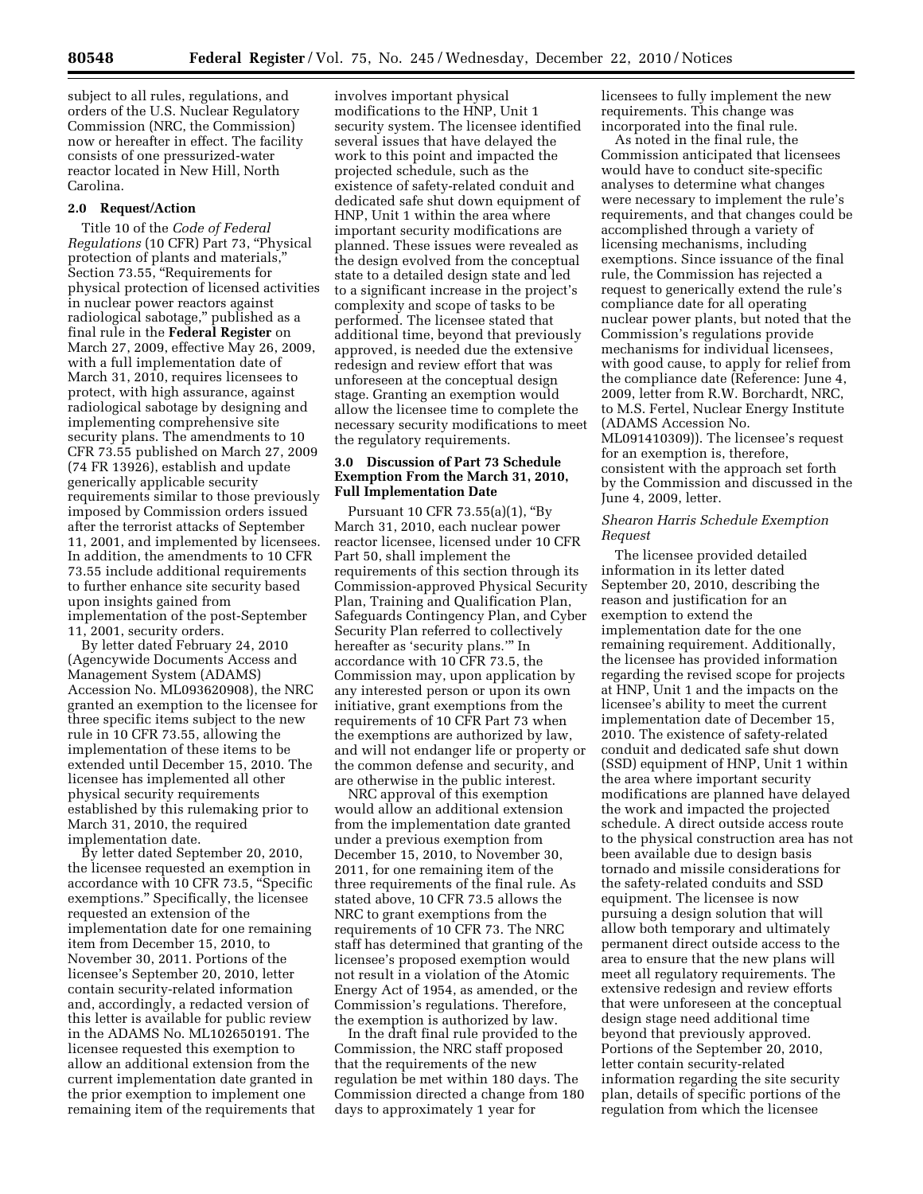subject to all rules, regulations, and orders of the U.S. Nuclear Regulatory Commission (NRC, the Commission) now or hereafter in effect. The facility consists of one pressurized-water reactor located in New Hill, North Carolina.

**2.0 Request/Action**

Title 10 of the *Code of Federal Regulations* (10 CFR) Part 73, "Physical protection of plants and materials," Section 73.55, "Requirements for physical protection of licensed activities in nuclear power reactors against radiological sabotage," published as a final rule in the **Federal Register** on March 27, 2009, effective May 26, 2009, with a full implementation date of March 31, 2010, requires licensees to protect, with high assurance, against radiological sabotage by designing and implementing comprehensive site security plans. The amendments to 10 CFR 73.55 published on March 27, 2009 (74 FR 13926), establish and update generically applicable security requirements similar to those previously imposed by Commission orders issued after the terrorist attacks of September 11, 2001, and implemented by licensees. In addition, the amendments to 10 CFR 73.55 include additional requirements to further enhance site security based upon insights gained from implementation of the post-September 11, 2001, security orders.

By letter dated February 24, 2010 (Agencywide Documents Access and Management System (ADAMS) Accession No. ML093620908), the NRC granted an exemption to the licensee for three specific items subject to the new rule in 10 CFR 73.55, allowing the implementation of these items to be extended until December 15, 2010. The licensee has implemented all other physical security requirements established by this rulemaking prior to March 31, 2010, the required implementation date.

By letter dated September 20, 2010, the licensee requested an exemption in accordance with 10 CFR 73.5, "Specific exemptions." Specifically, the licensee requested an extension of the implementation date for one remaining item from December 15, 2010, to November 30, 2011. Portions of the licensee's September 20, 2010, letter contain security-related information and, accordingly, a redacted version of this letter is available for public review in the ADAMS No. ML102650191. The licensee requested this exemption to allow an additional extension from the current implementation date granted in the prior exemption to implement one remaining item of the requirements that involves important physical modifications to the HNP, Unit 1 security system. The licensee identified several issues that have delayed the work to this point and impacted the projected schedule, such as the existence of safety-related conduit and dedicated safe shut down equipment of HNP, Unit 1 within the area where important security modifications are planned. These issues were revealed as the design evolved from the conceptual state to a detailed design state and led to a significant increase in the project's complexity and scope of tasks to be performed. The licensee stated that additional time, beyond that previously approved, is needed due the extensive redesign and review effort that was unforeseen at the conceptual design stage. Granting an exemption would allow the licensee time to complete the necessary security modifications to meet the regulatory requirements.

**3.0 Discussion of Part 73 Schedule Exemption From the March 31, 2010, Full Implementation Date**

Pursuant 10 CFR 73.55(a)(1), "By March 31, 2010, each nuclear power reactor licensee, licensed under 10 CFR Part 50, shall implement the requirements of this section through its Commission-approved Physical Security Plan, Training and Qualification Plan, Safeguards Contingency Plan, and Cyber Security Plan referred to collectively hereafter as 'security plans.'" In accordance with 10 CFR 73.5, the Commission may, upon application by any interested person or upon its own initiative, grant exemptions from the requirements of 10 CFR Part 73 when the exemptions are authorized by law, and will not endanger life or property or the common defense and security, and are otherwise in the public interest.

NRC approval of this exemption would allow an additional extension from the implementation date granted under a previous exemption from December 15, 2010, to November 30, 2011, for one remaining item of the three requirements of the final rule. As stated above, 10 CFR 73.5 allows the NRC to grant exemptions from the requirements of 10 CFR 73. The NRC staff has determined that granting of the licensee's proposed exemption would not result in a violation of the Atomic Energy Act of 1954, as amended, or the Commission's regulations. Therefore, the exemption is authorized by law.

In the draft final rule provided to the Commission, the NRC staff proposed that the requirements of the new regulation be met within 180 days. The Commission directed a change from 180 days to approximately 1 year for licensees to fully implement the new requirements. This change was incorporated into the final rule.

As noted in the final rule, the Commission anticipated that licensees would have to conduct site-specific analyses to determine what changes were necessary to implement the rule's requirements, and that changes could be accomplished through a variety of licensing mechanisms, including exemptions. Since issuance of the final rule, the Commission has rejected a request to generically extend the rule's compliance date for all operating nuclear power plants, but noted that the Commission's regulations provide mechanisms for individual licensees, with good cause, to apply for relief from the compliance date (Reference: June 4, 2009, letter from R.W. Borchardt, NRC, to M.S. Fertel, Nuclear Energy Institute (ADAMS Accession No. ML091410309)). The licensee's request for an exemption is, therefore, consistent with the approach set forth by the Commission and discussed in the June 4, 2009, letter.

*Shearon Harris Schedule Exemption Request*

The licensee provided detailed information in its letter dated September 20, 2010, describing the reason and justification for an exemption to extend the implementation date for the one remaining requirement. Additionally, the licensee has provided information regarding the revised scope for projects at HNP, Unit 1 and the impacts on the licensee's ability to meet the current implementation date of December 15, 2010. The existence of safety-related conduit and dedicated safe shut down (SSD) equipment of HNP, Unit 1 within the area where important security modifications are planned have delayed the work and impacted the projected schedule. A direct outside access route to the physical construction area has not been available due to design basis tornado and missile considerations for the safety-related conduits and SSD equipment. The licensee is now pursuing a design solution that will allow both temporary and ultimately permanent direct outside access to the area to ensure that the new plans will meet all regulatory requirements. The extensive redesign and review efforts that were unforeseen at the conceptual design stage need additional time beyond that previously approved. Portions of the September 20, 2010, letter contain security-related information regarding the site security plan, details of specific portions of the regulation from which the licensee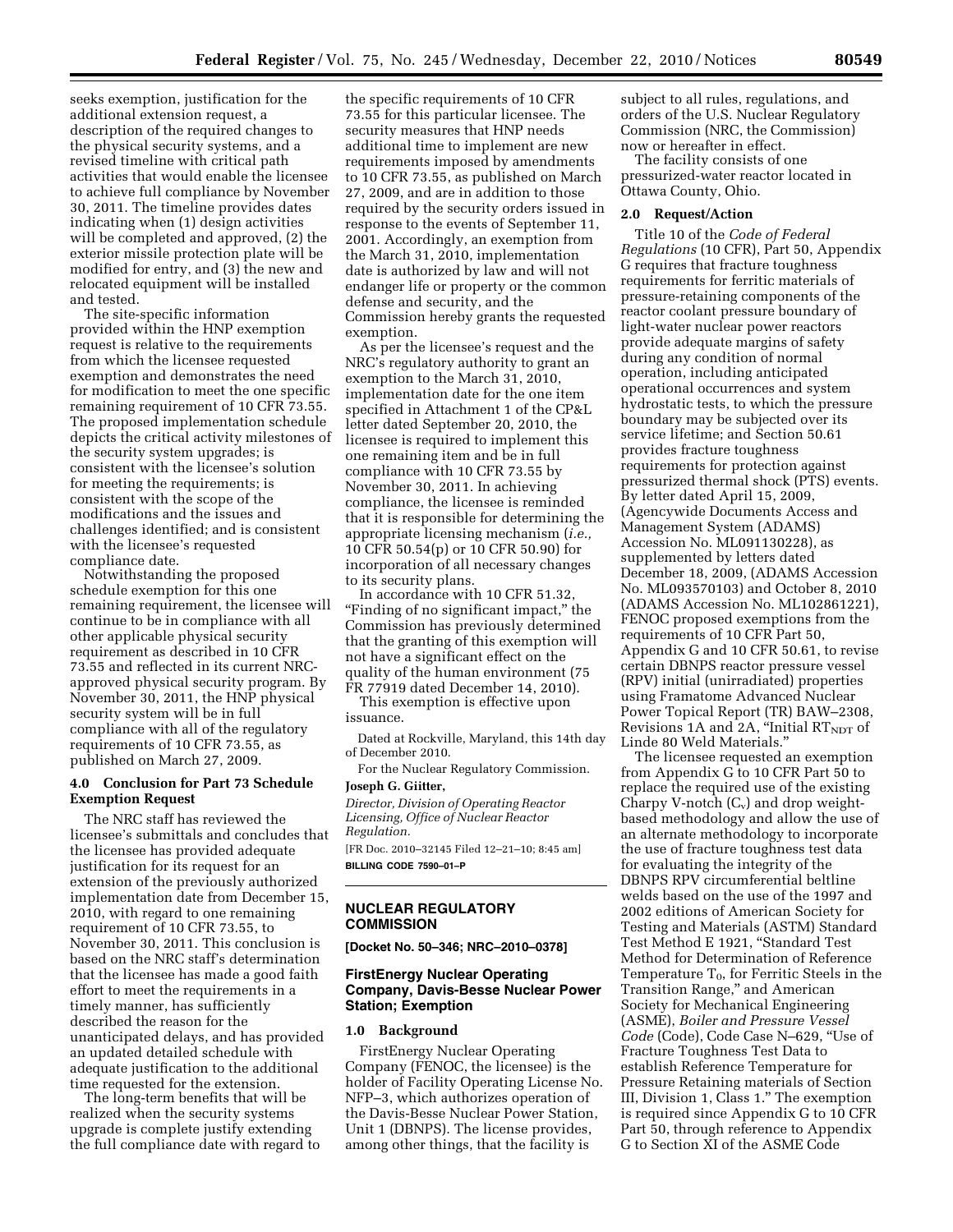seeks exemption, justification for the additional extension request, a description of the required changes to the physical security systems, and a revised timeline with critical path activities that would enable the licensee to achieve full compliance by November 30, 2011. The timeline provides dates indicating when (1) design activities will be completed and approved, (2) the exterior missile protection plate will be modified for entry, and (3) the new and relocated equipment will be installed and tested.

The site-specific information provided within the HNP exemption request is relative to the requirements from which the licensee requested exemption and demonstrates the need for modification to meet the one specific remaining requirement of 10 CFR 73.55. The proposed implementation schedule depicts the critical activity milestones of the security system upgrades; is consistent with the licensee's solution for meeting the requirements; is consistent with the scope of the modifications and the issues and challenges identified; and is consistent with the licensee's requested compliance date.

Notwithstanding the proposed schedule exemption for this one remaining requirement, the licensee will continue to be in compliance with all other applicable physical security requirement as described in 10 CFR 73.55 and reflected in its current NRC-approved physical security program. By November 30, 2011, the HNP physical security system will be in full compliance with all of the regulatory requirements of 10 CFR 73.55, as published on March 27, 2009.

### 4.0 Conclusion for Part 73 Schedule Exemption Request

The NRC staff has reviewed the licensee's submittals and concludes that the licensee has provided adequate justification for its request for an extension of the previously authorized implementation date from December 15, 2010, with regard to one remaining requirement of 10 CFR 73.55, to November 30, 2011. This conclusion is based on the NRC staff's determination that the licensee has made a good faith effort to meet the requirements in a timely manner, has sufficiently described the reason for the unanticipated delays, and has provided an updated detailed schedule with adequate justification to the additional time requested for the extension.

The long-term benefits that will be realized when the security systems upgrade is complete justify extending the full compliance date with regard to the specific requirements of 10 CFR 73.55 for this particular licensee. The security measures that HNP needs additional time to implement are new requirements imposed by amendments to 10 CFR 73.55, as published on March 27, 2009, and are in addition to those required by the security orders issued in response to the events of September 11, 2001. Accordingly, an exemption from the March 31, 2010, implementation date is authorized by law and will not endanger life or property or the common defense and security, and the Commission hereby grants the requested exemption.

As per the licensee's request and the NRC's regulatory authority to grant an exemption to the March 31, 2010, implementation date for the one item specified in Attachment 1 of the CP&L letter dated September 20, 2010, the licensee is required to implement this one remaining item and be in full compliance with 10 CFR 73.55 by November 30, 2011. In achieving compliance, the licensee is reminded that it is responsible for determining the appropriate licensing mechanism (*i.e.,* 10 CFR 50.54(p) or 10 CFR 50.90) for incorporation of all necessary changes to its security plans.

In accordance with 10 CFR 51.32, "Finding of no significant impact," the Commission has previously determined that the granting of this exemption will not have a significant effect on the quality of the human environment (75 FR 77919 dated December 14, 2010).

This exemption is effective upon issuance.

Dated at Rockville, Maryland, this 14th day of December 2010.

For the Nuclear Regulatory Commission.

**Joseph G. Giitter,**

*Director, Division of Operating Reactor Licensing, Office of Nuclear Reactor Regulation.*

[FR Doc. 2010–32145 Filed 12–21–10; 8:45 am]

**BILLING CODE 7590–01–P**

---

## NUCLEAR REGULATORY COMMISSION

**[Docket No. 50–346; NRC–2010–0378]**

### FirstEnergy Nuclear Operating Company, Davis-Besse Nuclear Power Station; Exemption

#### 1.0 Background

FirstEnergy Nuclear Operating Company (FENOC, the licensee) is the holder of Facility Operating License No. NFP–3, which authorizes operation of the Davis-Besse Nuclear Power Station, Unit 1 (DBNPS). The license provides, among other things, that the facility is subject to all rules, regulations, and orders of the U.S. Nuclear Regulatory Commission (NRC, the Commission) now or hereafter in effect.

The facility consists of one pressurized-water reactor located in Ottawa County, Ohio.

#### 2.0 Request/Action

Title 10 of the *Code of Federal Regulations* (10 CFR), Part 50, Appendix G requires that fracture toughness requirements for ferritic materials of pressure-retaining components of the reactor coolant pressure boundary of light-water nuclear power reactors provide adequate margins of safety during any condition of normal operation, including anticipated operational occurrences and system hydrostatic tests, to which the pressure boundary may be subjected over its service lifetime; and Section 50.61 provides fracture toughness requirements for protection against pressurized thermal shock (PTS) events. By letter dated April 15, 2009, (Agencywide Documents Access and Management System (ADAMS) Accession No. ML091130228), as supplemented by letters dated December 18, 2009, (ADAMS Accession No. ML093570103) and October 8, 2010 (ADAMS Accession No. ML102861221), FENOC proposed exemptions from the requirements of 10 CFR Part 50, Appendix G and 10 CFR 50.61, to revise certain DBNPS reactor pressure vessel (RPV) initial (unirradiated) properties using Framatome Advanced Nuclear Power Topical Report (TR) BAW–2308, Revisions 1A and 2A, "Initial $RT_{NDT}$ of Linde 80 Weld Materials."

The licensee requested an exemption from Appendix G to 10 CFR Part 50 to replace the required use of the existing Charpy V-notch ($C_v$) and drop weight-based methodology and allow the use of an alternate methodology to incorporate the use of fracture toughness test data for evaluating the integrity of the DBNPS RPV circumferential beltline welds based on the use of the 1997 and 2002 editions of American Society for Testing and Materials (ASTM) Standard Test Method E 1921, "Standard Test Method for Determination of Reference Temperature $T_0$, for Ferritic Steels in the Transition Range," and American Society for Mechanical Engineering (ASME), *Boiler and Pressure Vessel Code* (Code), Code Case N–629, "Use of Fracture Toughness Test Data to establish Reference Temperature for Pressure Retaining materials of Section III, Division 1, Class 1." The exemption is required since Appendix G to 10 CFR Part 50, through reference to Appendix G to Section XI of the ASME Code